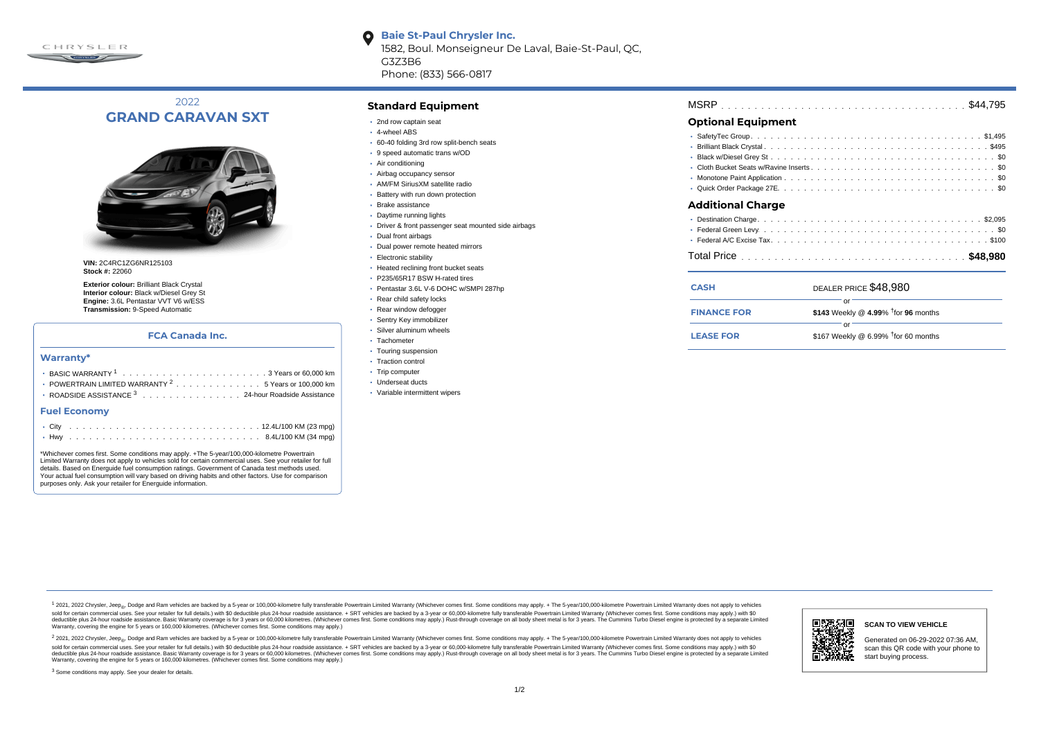**Baie St-Paul Chrysler Inc.**
1582, Boul. Monseigneur De Laval, Baie-St-Paul, QC, G3Z3B6
Phone: (833) 566-0817

2022
# GRAND CARAVAN SXT

**VIN:** 2C4RC1ZG6NR125103
**Stock #:** 22060

**Exterior colour:** Brilliant Black Crystal
**Interior colour:** Black w/Diesel Grey St
**Engine:** 3.6L Pentastar VVT V6 w/ESS
**Transmission:** 9-Speed Automatic

### FCA Canada Inc.

#### Warranty*

- BASIC WARRANTY [1] . . . . . 3 Years or 60,000 km
- POWERTRAIN LIMITED WARRANTY [2] . . . . . 5 Years or 100,000 km
- ROADSIDE ASSISTANCE [3] . . . . . 24-hour Roadside Assistance

#### Fuel Economy

- City . . . . . 12.4L/100 KM (23 mpg)
- Hwy . . . . . 8.4L/100 KM (34 mpg)

*Whichever comes first. Some conditions may apply. +The 5-year/100,000-kilometre Powertrain Limited Warranty does not apply to vehicles sold for certain commercial uses. See your retailer for full details. Based on Energuide fuel consumption ratings. Government of Canada test methods used. Your actual fuel consumption will vary based on driving habits and other factors. Use for comparison purposes only. Ask your retailer for Energuide information.

## Standard Equipment

- 2nd row captain seat
- 4-wheel ABS
- 60-40 folding 3rd row split-bench seats
- 9 speed automatic trans w/OD
- Air conditioning
- Airbag occupancy sensor
- AM/FM SiriusXM satellite radio
- Battery with run down protection
- Brake assistance
- Daytime running lights
- Driver & front passenger seat mounted side airbags
- Dual front airbags
- Dual power remote heated mirrors
- Electronic stability
- Heated reclining front bucket seats
- P235/65R17 BSW H-rated tires
- Pentastar 3.6L V-6 DOHC w/SMPI 287hp
- Rear child safety locks
- Rear window defogger
- Sentry Key immobilizer
- Silver aluminum wheels
- Tachometer
- Touring suspension
- Traction control
- Trip computer
- Underseat ducts
- Variable intermittent wipers

MSRP . . . . . $44,795

## Optional Equipment

- SafetyTec Group . . . . . $1,495
- Brilliant Black Crystal . . . . . $495
- Black w/Diesel Grey St . . . . . $0
- Cloth Bucket Seats w/Ravine Inserts . . . . . $0
- Monotone Paint Application . . . . . $0
- Quick Order Package 27E . . . . . $0

## Additional Charge

- Destination Charge . . . . . $2,095
- Federal Green Levy . . . . . $0
- Federal A/C Excise Tax . . . . . $100

Total Price . . . . . **$48,980**

| | |
|---|---|
| **CASH** | DEALER PRICE $48,980 |
| | or |
| **FINANCE FOR** | **$143** Weekly @ **4.99**% †for **96** months |
| | or |
| **LEASE FOR** | $167 Weekly @ 6.99% †for 60 months |

[1] 2021, 2022 Chrysler, Jeep®, Dodge and Ram vehicles are backed by a 5-year or 100,000-kilometre fully transferable Powertrain Limited Warranty (Whichever comes first. Some conditions may apply. + The 5-year/100,000-kilometre Powertrain Limited Warranty does not apply to vehicles sold for certain commercial uses. See your retailer for full details.) with $0 deductible plus 24-hour roadside assistance. + SRT vehicles are backed by a 3-year or 60,000-kilometre fully transferable Powertrain Limited Warranty (Whichever comes first. Some conditions may apply.) with $0 deductible plus 24-hour roadside assistance. Basic Warranty coverage is for 3 years or 60,000 kilometres. (Whichever comes first. Some conditions may apply.) Rust-through coverage on all body sheet metal is for 3 years. The Cummins Turbo Diesel engine is protected by a separate Limited Warranty, covering the engine for 5 years or 160,000 kilometres. (Whichever comes first. Some conditions may apply.)

[2] 2021, 2022 Chrysler, Jeep®, Dodge and Ram vehicles are backed by a 5-year or 100,000-kilometre fully transferable Powertrain Limited Warranty (Whichever comes first. Some conditions may apply. + The 5-year/100,000-kilometre Powertrain Limited Warranty does not apply to vehicles sold for certain commercial uses. See your retailer for full details.) with $0 deductible plus 24-hour roadside assistance. + SRT vehicles are backed by a 3-year or 60,000-kilometre fully transferable Powertrain Limited Warranty (Whichever comes first. Some conditions may apply.) with $0 deductible plus 24-hour roadside assistance. Basic Warranty coverage is for 3 years or 60,000 kilometres. (Whichever comes first. Some conditions may apply.) Rust-through coverage on all body sheet metal is for 3 years. The Cummins Turbo Diesel engine is protected by a separate Limited Warranty, covering the engine for 5 years or 160,000 kilometres. (Whichever comes first. Some conditions may apply.)

[3] Some conditions may apply. See your dealer for details.

**SCAN TO VIEW VEHICLE**

Generated on 06-29-2022 07:36 AM, scan this QR code with your phone to start buying process.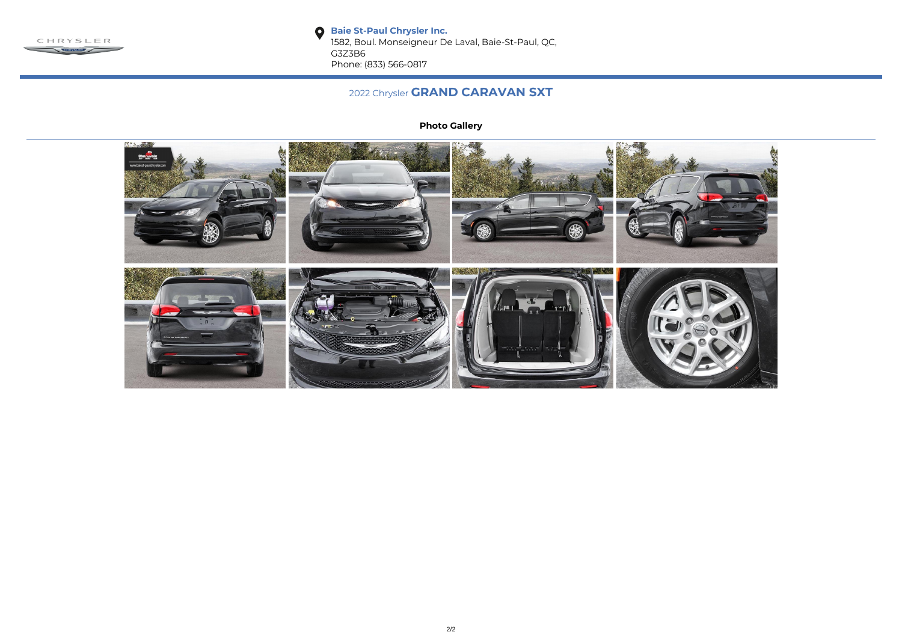**Baie St-Paul Chrysler Inc.**
1582, Boul. Monseigneur De Laval, Baie-St-Paul, QC,
G3Z3B6
Phone: (833) 566-0817

# 2022 Chrysler **GRAND CARAVAN SXT**

## Photo Gallery